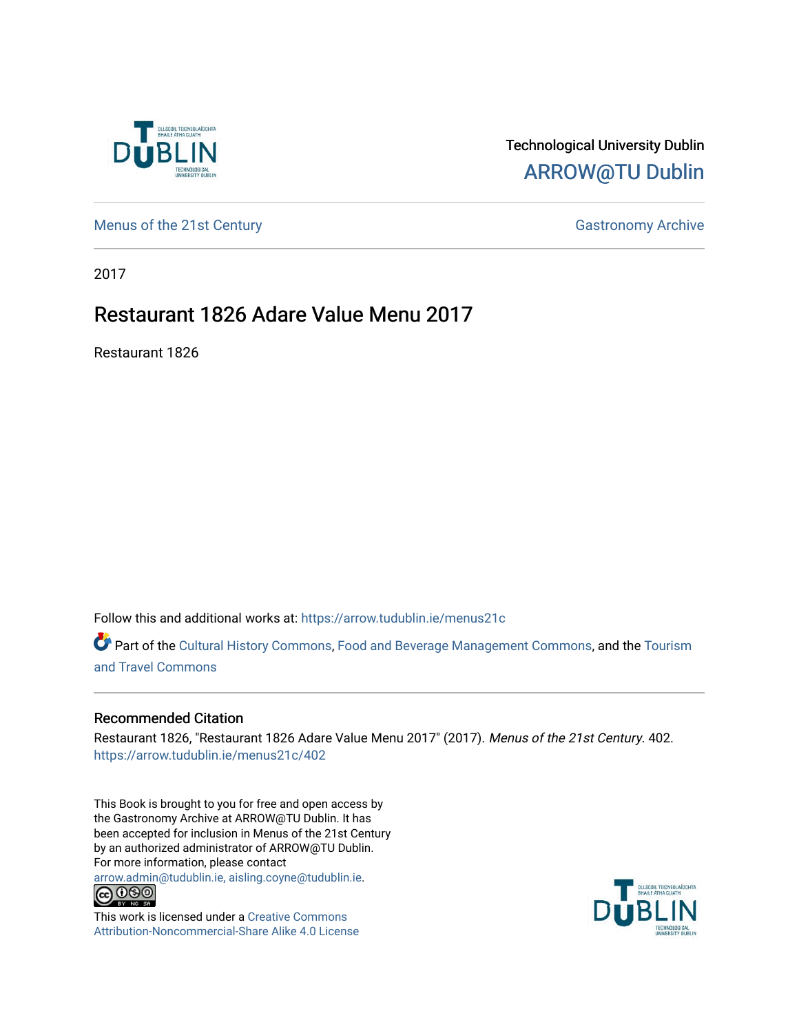Technological University Dublin
ARROW@TU Dublin

Menus of the 21st Century

Gastronomy Archive

2017

# Restaurant 1826 Adare Value Menu 2017

Restaurant 1826

Follow this and additional works at: https://arrow.tudublin.ie/menus21c

Part of the Cultural History Commons, Food and Beverage Management Commons, and the Tourism and Travel Commons

## Recommended Citation

Restaurant 1826, "Restaurant 1826 Adare Value Menu 2017" (2017). *Menus of the 21st Century*. 402.
https://arrow.tudublin.ie/menus21c/402

This Book is brought to you for free and open access by the Gastronomy Archive at ARROW@TU Dublin. It has been accepted for inclusion in Menus of the 21st Century by an authorized administrator of ARROW@TU Dublin. For more information, please contact arrow.admin@tudublin.ie, aisling.coyne@tudublin.ie.

This work is licensed under a Creative Commons Attribution-Noncommercial-Share Alike 4.0 License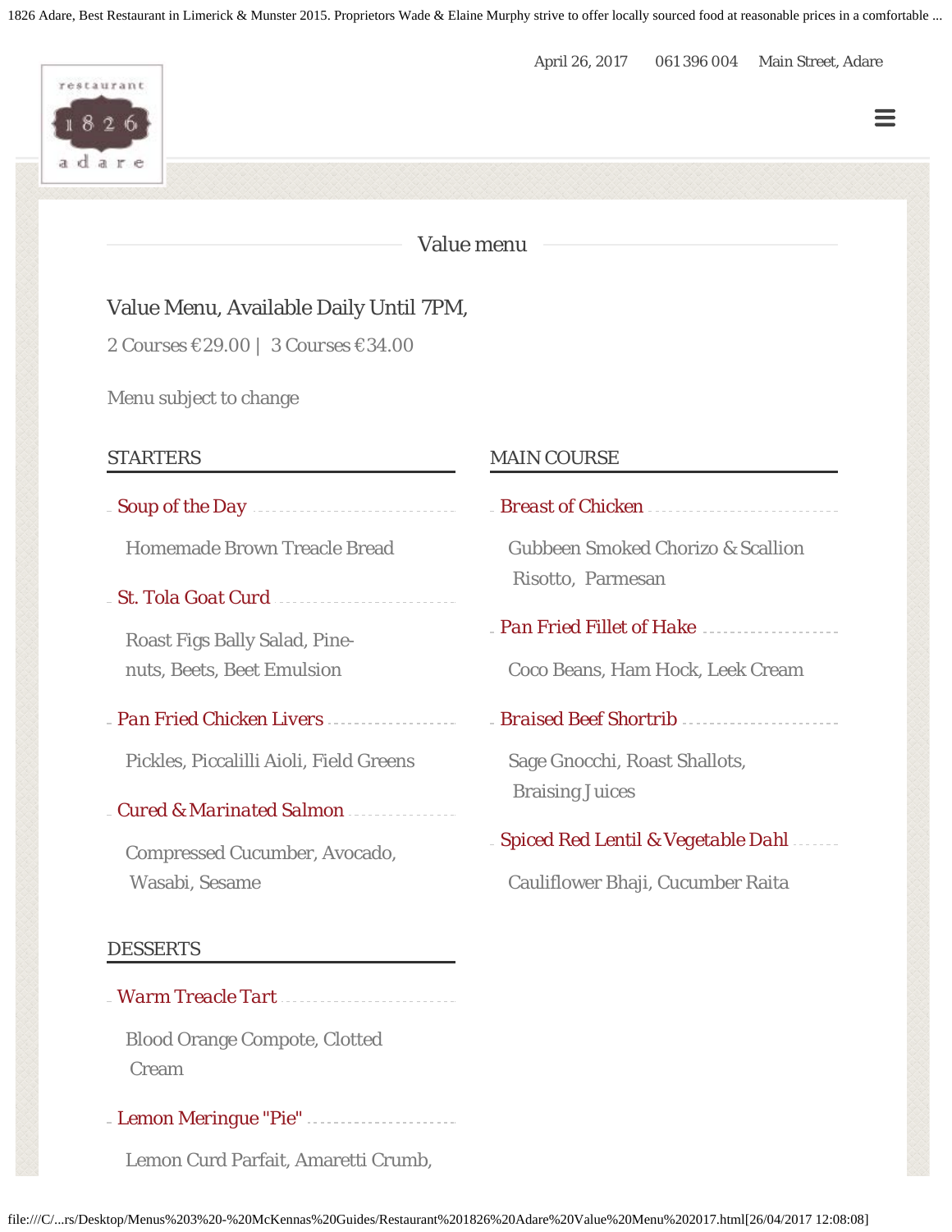April 26, 2017 | 061 396 004 | Main Street, Adare

restaurant 1826 adare

## Value menu

### Value Menu, Available Daily Until 7PM,

2 Courses €29.00 | 3 Courses €34.00

Menu subject to change

### STARTERS

**Soup of the Day**

Homemade Brown Treacle Bread

**St. Tola Goat Curd**

Roast Figs Bally Salad, Pine-nuts, Beets, Beet Emulsion

**Pan Fried Chicken Livers**

Pickles, Piccalilli Aioli, Field Greens

**Cured & Marinated Salmon**

Compressed Cucumber, Avocado, Wasabi, Sesame

### MAIN COURSE

**Breast of Chicken**

Gubbeen Smoked Chorizo & Scallion Risotto, Parmesan

**Pan Fried Fillet of Hake**

Coco Beans, Ham Hock, Leek Cream

**Braised Beef Shortrib**

Sage Gnocchi, Roast Shallots, Braising Juices

**Spiced Red Lentil & Vegetable Dahl**

Cauliflower Bhaji, Cucumber Raita

### DESSERTS

**Warm Treacle Tart**

Blood Orange Compote, Clotted Cream

**Lemon Meringue "Pie"**

Lemon Curd Parfait, Amaretti Crumb,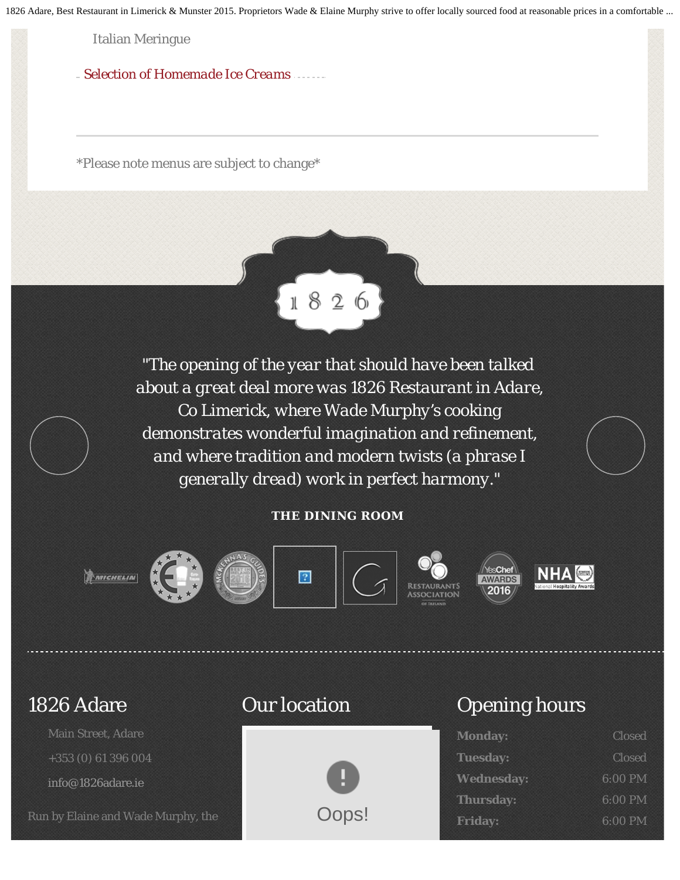Italian Meringue

Selection of Homemade Ice Creams

---

*Please note menus are subject to change*

1826

"The opening of the year that should have been talked about a great deal more was 1826 Restaurant in Adare, Co Limerick, where Wade Murphy's cooking demonstrates wonderful imagination and refinement, and where tradition and modern twists (a phrase I generally dread) work in perfect harmony."

**THE DINING ROOM**

## 1826 Adare

Main Street, Adare

+353 (0) 61 396 004

info@1826adare.ie

Run by Elaine and Wade Murphy, the

## Our location

Oops!

## Opening hours

| | |
|---|---|
| **Monday:** | Closed |
| **Tuesday:** | Closed |
| **Wednesday:** | 6:00 PM |
| **Thursday:** | 6:00 PM |
| **Friday:** | 6:00 PM |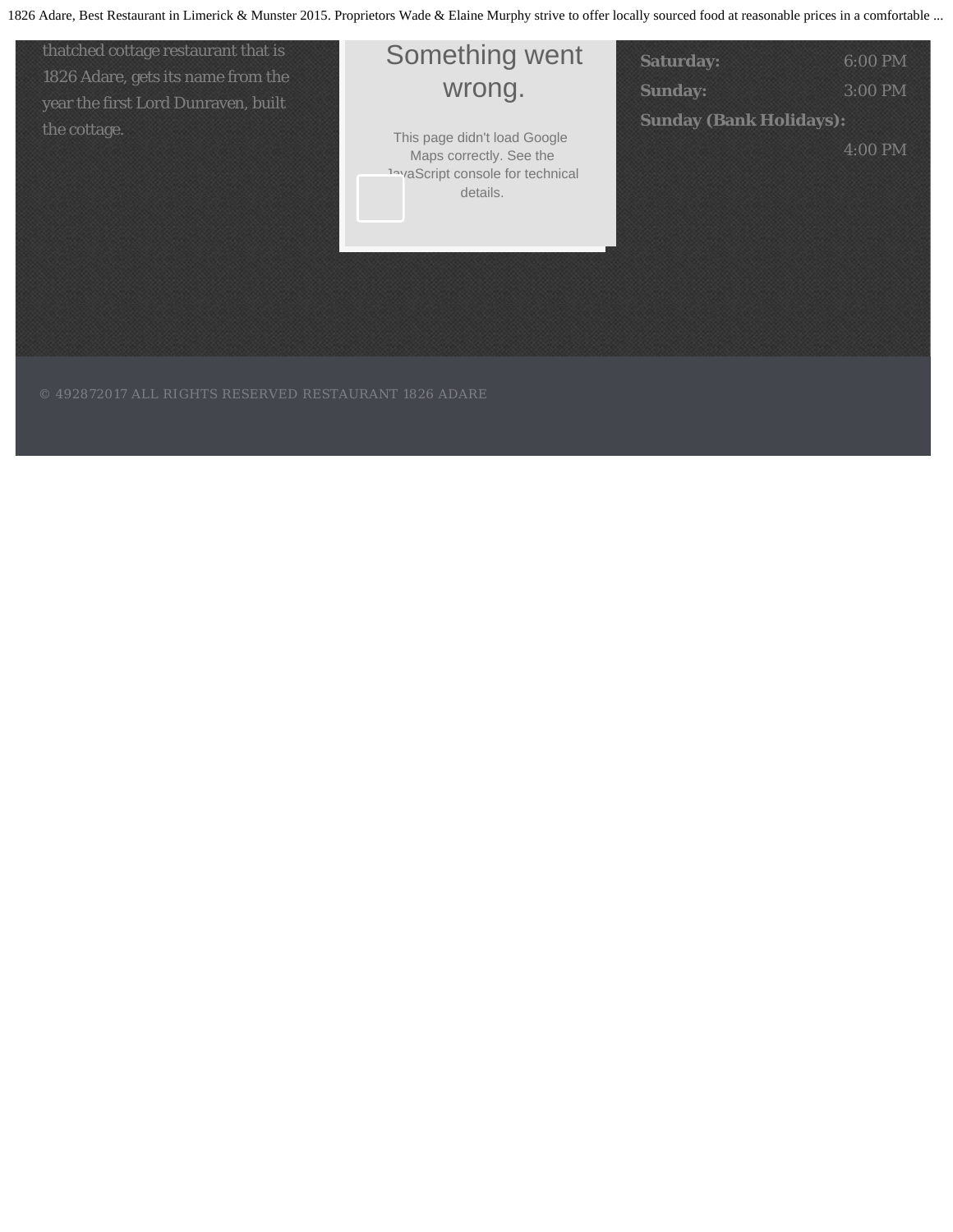1826 Adare, Best Restaurant in Limerick & Munster 2015. Proprietors Wade & Elaine Murphy strive to offer locally sourced food at reasonable prices in a comfortable ...

thatched cottage restaurant that is 1826 Adare, gets its name from the year the first Lord Dunraven, built the cottage.

Something went wrong.

This page didn't load Google Maps correctly. See the JavaScript console for technical details.

**Saturday:** 6:00 PM

**Sunday:** 3:00 PM

**Sunday (Bank Holidays):** 4:00 PM

© 492872017 ALL RIGHTS RESERVED RESTAURANT 1826 ADARE